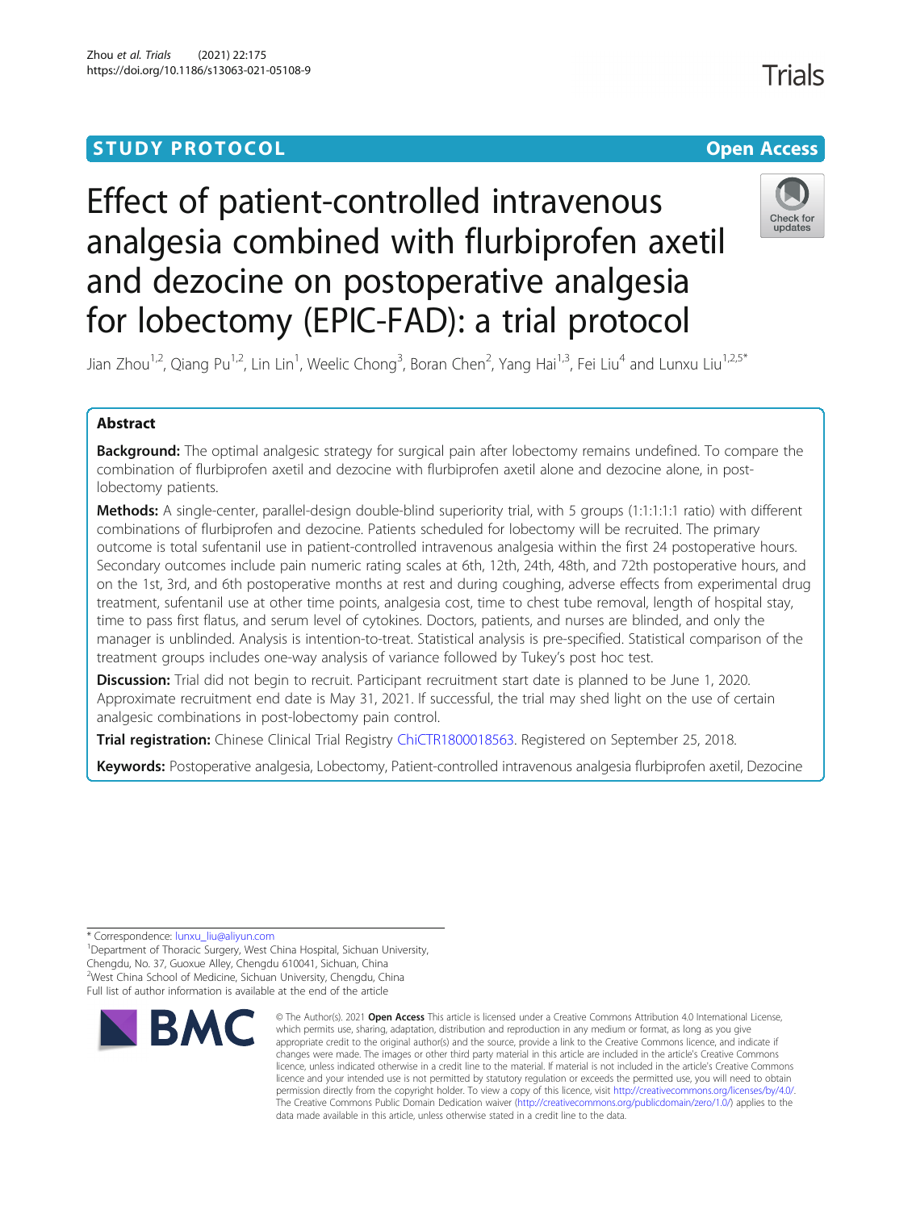STUDY PROTOCOL

Open Access

# Effect of patient-controlled intravenous analgesia combined with flurbiprofen axetil and dezocine on postoperative analgesia for lobectomy (EPIC-FAD): a trial protocol

Jian Zhou[1,2], Qiang Pu[1,2], Lin Lin[1], Weelic Chong[3], Boran Chen[2], Yang Hai[1,3], Fei Liu[4] and Lunxu Liu[1,2,5*]

## Abstract

**Background:** The optimal analgesic strategy for surgical pain after lobectomy remains undefined. To compare the combination of flurbiprofen axetil and dezocine with flurbiprofen axetil alone and dezocine alone, in post-lobectomy patients.

**Methods:** A single-center, parallel-design double-blind superiority trial, with 5 groups (1:1:1:1:1 ratio) with different combinations of flurbiprofen and dezocine. Patients scheduled for lobectomy will be recruited. The primary outcome is total sufentanil use in patient-controlled intravenous analgesia within the first 24 postoperative hours. Secondary outcomes include pain numeric rating scales at 6th, 12th, 24th, 48th, and 72th postoperative hours, and on the 1st, 3rd, and 6th postoperative months at rest and during coughing, adverse effects from experimental drug treatment, sufentanil use at other time points, analgesia cost, time to chest tube removal, length of hospital stay, time to pass first flatus, and serum level of cytokines. Doctors, patients, and nurses are blinded, and only the manager is unblinded. Analysis is intention-to-treat. Statistical analysis is pre-specified. Statistical comparison of the treatment groups includes one-way analysis of variance followed by Tukey's post hoc test.

**Discussion:** Trial did not begin to recruit. Participant recruitment start date is planned to be June 1, 2020. Approximate recruitment end date is May 31, 2021. If successful, the trial may shed light on the use of certain analgesic combinations in post-lobectomy pain control.

**Trial registration:** Chinese Clinical Trial Registry ChiCTR1800018563. Registered on September 25, 2018.

**Keywords:** Postoperative analgesia, Lobectomy, Patient-controlled intravenous analgesia flurbiprofen axetil, Dezocine

---

\* Correspondence: lunxu_liu@aliyun.com
[1]Department of Thoracic Surgery, West China Hospital, Sichuan University, Chengdu, No. 37, Guoxue Alley, Chengdu 610041, Sichuan, China
[2]West China School of Medicine, Sichuan University, Chengdu, China
Full list of author information is available at the end of the article

© The Author(s). 2021 **Open Access** This article is licensed under a Creative Commons Attribution 4.0 International License, which permits use, sharing, adaptation, distribution and reproduction in any medium or format, as long as you give appropriate credit to the original author(s) and the source, provide a link to the Creative Commons licence, and indicate if changes were made. The images or other third party material in this article are included in the article's Creative Commons licence, unless indicated otherwise in a credit line to the material. If material is not included in the article's Creative Commons licence and your intended use is not permitted by statutory regulation or exceeds the permitted use, you will need to obtain permission directly from the copyright holder. To view a copy of this licence, visit http://creativecommons.org/licenses/by/4.0/. The Creative Commons Public Domain Dedication waiver (http://creativecommons.org/publicdomain/zero/1.0/) applies to the data made available in this article, unless otherwise stated in a credit line to the data.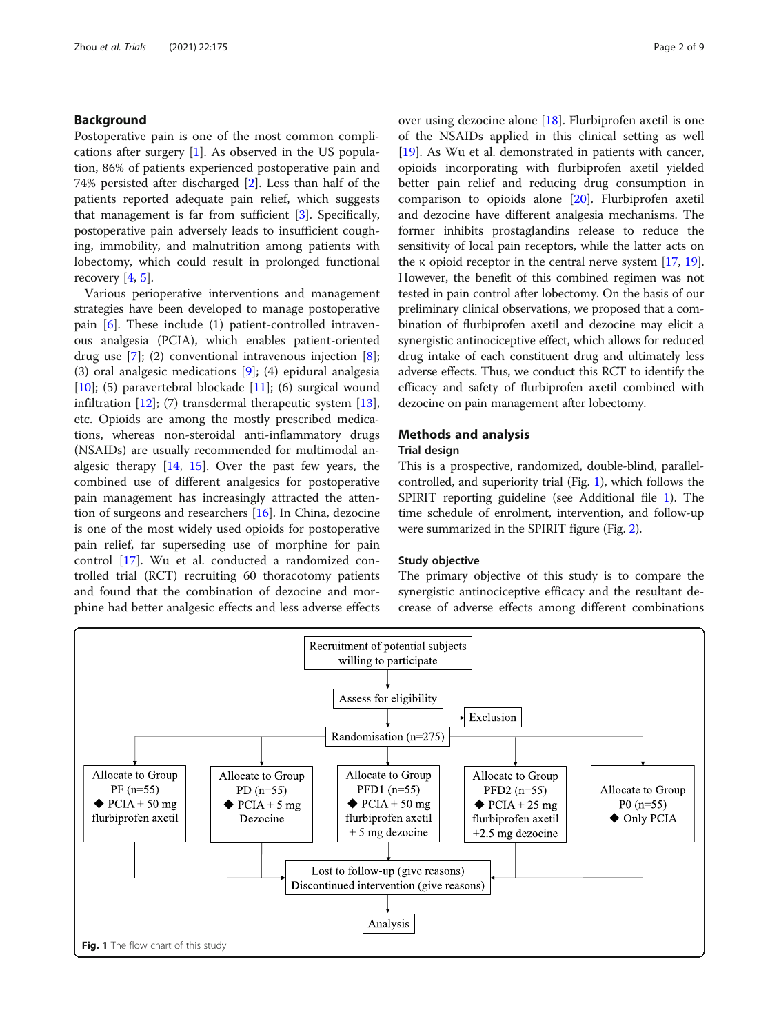## Background

Postoperative pain is one of the most common complications after surgery [1]. As observed in the US population, 86% of patients experienced postoperative pain and 74% persisted after discharged [2]. Less than half of the patients reported adequate pain relief, which suggests that management is far from sufficient [3]. Specifically, postoperative pain adversely leads to insufficient coughing, immobility, and malnutrition among patients with lobectomy, which could result in prolonged functional recovery [4, 5].

Various perioperative interventions and management strategies have been developed to manage postoperative pain [6]. These include (1) patient-controlled intravenous analgesia (PCIA), which enables patient-oriented drug use [7]; (2) conventional intravenous injection [8]; (3) oral analgesic medications [9]; (4) epidural analgesia [10]; (5) paravertebral blockade [11]; (6) surgical wound infiltration [12]; (7) transdermal therapeutic system [13], etc. Opioids are among the mostly prescribed medications, whereas non-steroidal anti-inflammatory drugs (NSAIDs) are usually recommended for multimodal analgesic therapy [14, 15]. Over the past few years, the combined use of different analgesics for postoperative pain management has increasingly attracted the attention of surgeons and researchers [16]. In China, dezocine is one of the most widely used opioids for postoperative pain relief, far superseding use of morphine for pain control [17]. Wu et al. conducted a randomized controlled trial (RCT) recruiting 60 thoracotomy patients and found that the combination of dezocine and morphine had better analgesic effects and less adverse effects over using dezocine alone [18]. Flurbiprofen axetil is one of the NSAIDs applied in this clinical setting as well [19]. As Wu et al. demonstrated in patients with cancer, opioids incorporating with flurbiprofen axetil yielded better pain relief and reducing drug consumption in comparison to opioids alone [20]. Flurbiprofen axetil and dezocine have different analgesia mechanisms. The former inhibits prostaglandins release to reduce the sensitivity of local pain receptors, while the latter acts on the κ opioid receptor in the central nerve system [17, 19]. However, the benefit of this combined regimen was not tested in pain control after lobectomy. On the basis of our preliminary clinical observations, we proposed that a combination of flurbiprofen axetil and dezocine may elicit a synergistic antinociceptive effect, which allows for reduced drug intake of each constituent drug and ultimately less adverse effects. Thus, we conduct this RCT to identify the efficacy and safety of flurbiprofen axetil combined with dezocine on pain management after lobectomy.

## Methods and analysis

### Trial design

This is a prospective, randomized, double-blind, parallel-controlled, and superiority trial (Fig. 1), which follows the SPIRIT reporting guideline (see Additional file 1). The time schedule of enrolment, intervention, and follow-up were summarized in the SPIRIT figure (Fig. 2).

### Study objective

The primary objective of this study is to compare the synergistic antinociceptive efficacy and the resultant decrease of adverse effects among different combinations

Recruitment of potential subjects willing to participate → Assess for eligibility → Exclusion → Randomisation (n=275)

- Allocate to Group PF (n=55): ◆ PCIA + 50 mg flurbiprofen axetil
- Allocate to Group PD (n=55): ◆ PCIA + 5 mg Dezocine
- Allocate to Group PFD1 (n=55): ◆ PCIA + 50 mg flurbiprofen axetil + 5 mg dezocine
- Allocate to Group PFD2 (n=55): ◆ PCIA + 25 mg flurbiprofen axetil +2.5 mg dezocine
- Allocate to Group P0 (n=55): ◆ Only PCIA

Lost to follow-up (give reasons) / Discontinued intervention (give reasons) → Analysis

**Fig. 1** The flow chart of this study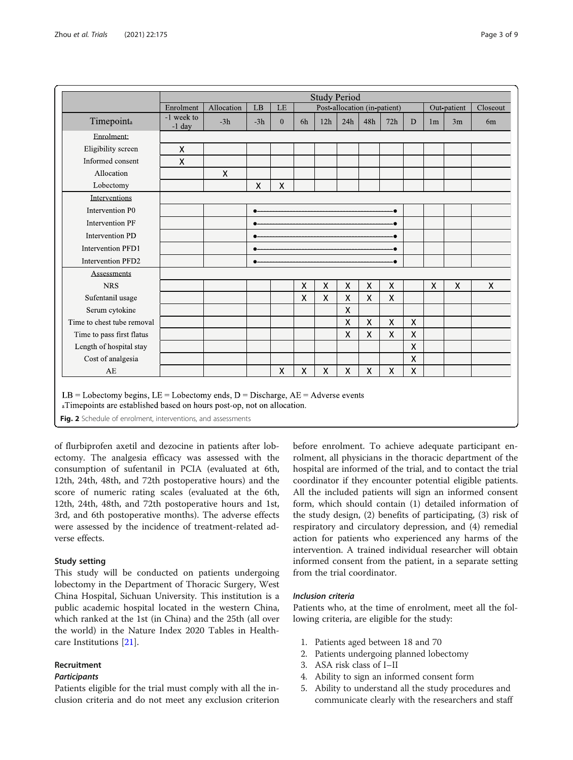|  | Study Period | | | | | | | | | | | | |
|---|---|---|---|---|---|---|---|---|---|---|---|---|---|
|  | Enrolment | Allocation | LB | LE | Post-allocation (in-patient) | | | | | | Out-patient | | Closeout |
| Timepoint[a] | -1 week to -1 day | -3h | -3h | 0 | 6h | 12h | 24h | 48h | 72h | D | 1m | 3m | 6m |
| Enrolment: | | | | | | | | | | | | | |
| Eligibility screen | X | | | | | | | | | | | | |
| Informed consent | X | | | | | | | | | | | | |
| Allocation | | X | | | | | | | | | | | |
| Lobectomy | | | X | X | | | | | | | | | |
| Interventions | | | | | | | | | | | | | |
| Intervention P0 | | | ●------ | ------ | ------ | ------ | ------ | ------ | ------● | | | | |
| Intervention PF | | | ●------ | ------ | ------ | ------ | ------ | ------ | ------● | | | | |
| Intervention PD | | | ●------ | ------ | ------ | ------ | ------ | ------ | ------● | | | | |
| Intervention PFD1 | | | ●------ | ------ | ------ | ------ | ------ | ------ | ------● | | | | |
| Intervention PFD2 | | | ●------ | ------ | ------ | ------ | ------ | ------ | ------● | | | | |
| Assessments | | | | | | | | | | | | | |
| NRS | | | | | X | X | X | X | X | | X | X | X |
| Sufentanil usage | | | | | X | X | X | X | X | | | | |
| Serum cytokine | | | | | | | X | | | | | | |
| Time to chest tube removal | | | | | | | X | X | X | X | | | |
| Time to pass first flatus | | | | | | | X | X | X | X | | | |
| Length of hospital stay | | | | | | | | | | X | | | |
| Cost of analgesia | | | | | | | | | | X | | | |
| AE | | | | X | X | X | X | X | X | X | | | |

LB = Lobectomy begins, LE = Lobectomy ends, D = Discharge, AE = Adverse events
[a]Timepoints are established based on hours post-op, not on allocation.

**Fig. 2** Schedule of enrolment, interventions, and assessments

of flurbiprofen axetil and dezocine in patients after lobectomy. The analgesia efficacy was assessed with the consumption of sufentanil in PCIA (evaluated at 6th, 12th, 24th, 48th, and 72th postoperative hours) and the score of numeric rating scales (evaluated at the 6th, 12th, 24th, 48th, and 72th postoperative hours and 1st, 3rd, and 6th postoperative months). The adverse effects were assessed by the incidence of treatment-related adverse effects.

### Study setting

This study will be conducted on patients undergoing lobectomy in the Department of Thoracic Surgery, West China Hospital, Sichuan University. This institution is a public academic hospital located in the western China, which ranked at the 1st (in China) and the 25th (all over the world) in the Nature Index 2020 Tables in Healthcare Institutions [21].

### Recruitment

#### *Participants*

Patients eligible for the trial must comply with all the inclusion criteria and do not meet any exclusion criterion before enrolment. To achieve adequate participant enrolment, all physicians in the thoracic department of the hospital are informed of the trial, and to contact the trial coordinator if they encounter potential eligible patients. All the included patients will sign an informed consent form, which should contain (1) detailed information of the study design, (2) benefits of participating, (3) risk of respiratory and circulatory depression, and (4) remedial action for patients who experienced any harms of the intervention. A trained individual researcher will obtain informed consent from the patient, in a separate setting from the trial coordinator.

#### *Inclusion criteria*

Patients who, at the time of enrolment, meet all the following criteria, are eligible for the study:

1. Patients aged between 18 and 70
2. Patients undergoing planned lobectomy
3. ASA risk class of I–II
4. Ability to sign an informed consent form
5. Ability to understand all the study procedures and communicate clearly with the researchers and staff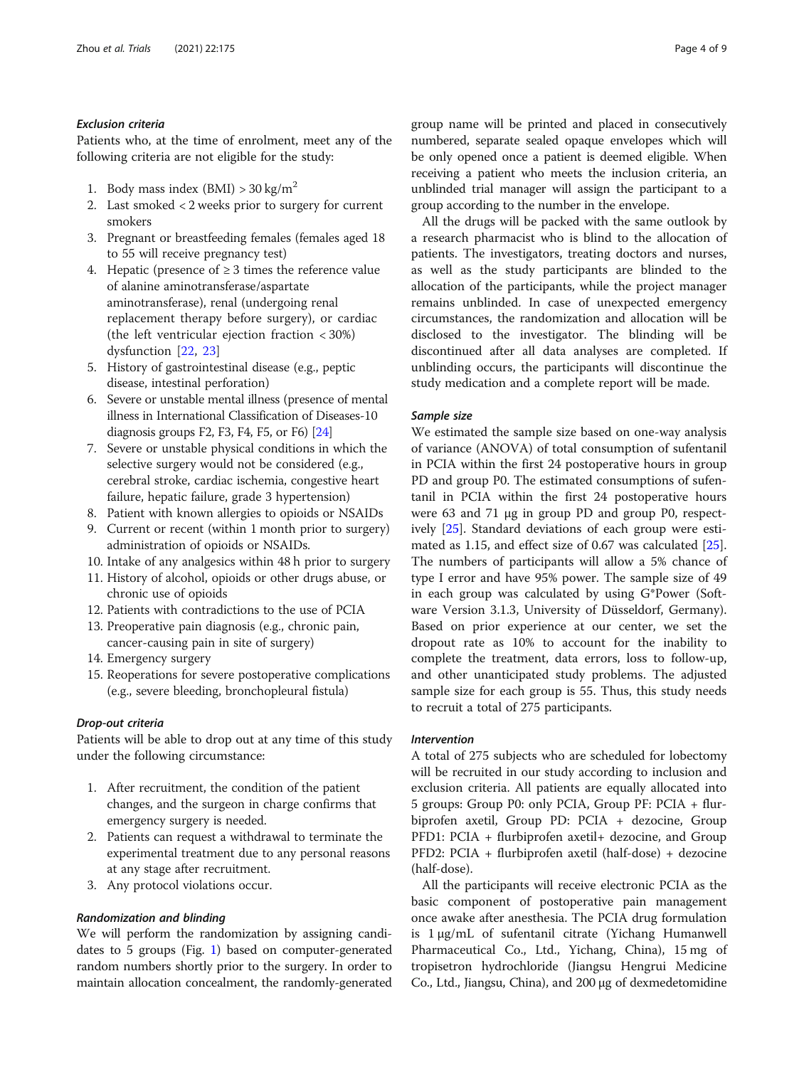#### *Exclusion criteria*

Patients who, at the time of enrolment, meet any of the following criteria are not eligible for the study:

1. Body mass index (BMI) > 30 kg/m$^2$
2. Last smoked < 2 weeks prior to surgery for current smokers
3. Pregnant or breastfeeding females (females aged 18 to 55 will receive pregnancy test)
4. Hepatic (presence of ≥ 3 times the reference value of alanine aminotransferase/aspartate aminotransferase), renal (undergoing renal replacement therapy before surgery), or cardiac (the left ventricular ejection fraction < 30%) dysfunction [22, 23]
5. History of gastrointestinal disease (e.g., peptic disease, intestinal perforation)
6. Severe or unstable mental illness (presence of mental illness in International Classification of Diseases-10 diagnosis groups F2, F3, F4, F5, or F6) [24]
7. Severe or unstable physical conditions in which the selective surgery would not be considered (e.g., cerebral stroke, cardiac ischemia, congestive heart failure, hepatic failure, grade 3 hypertension)
8. Patient with known allergies to opioids or NSAIDs
9. Current or recent (within 1 month prior to surgery) administration of opioids or NSAIDs.
10. Intake of any analgesics within 48 h prior to surgery
11. History of alcohol, opioids or other drugs abuse, or chronic use of opioids
12. Patients with contradictions to the use of PCIA
13. Preoperative pain diagnosis (e.g., chronic pain, cancer-causing pain in site of surgery)
14. Emergency surgery
15. Reoperations for severe postoperative complications (e.g., severe bleeding, bronchopleural fistula)

#### *Drop-out criteria*

Patients will be able to drop out at any time of this study under the following circumstance:

1. After recruitment, the condition of the patient changes, and the surgeon in charge confirms that emergency surgery is needed.
2. Patients can request a withdrawal to terminate the experimental treatment due to any personal reasons at any stage after recruitment.
3. Any protocol violations occur.

#### *Randomization and blinding*

We will perform the randomization by assigning candidates to 5 groups (Fig. 1) based on computer-generated random numbers shortly prior to the surgery. In order to maintain allocation concealment, the randomly-generated group name will be printed and placed in consecutively numbered, separate sealed opaque envelopes which will be only opened once a patient is deemed eligible. When receiving a patient who meets the inclusion criteria, an unblinded trial manager will assign the participant to a group according to the number in the envelope.

All the drugs will be packed with the same outlook by a research pharmacist who is blind to the allocation of patients. The investigators, treating doctors and nurses, as well as the study participants are blinded to the allocation of the participants, while the project manager remains unblinded. In case of unexpected emergency circumstances, the randomization and allocation will be disclosed to the investigator. The blinding will be discontinued after all data analyses are completed. If unblinding occurs, the participants will discontinue the study medication and a complete report will be made.

#### *Sample size*

We estimated the sample size based on one-way analysis of variance (ANOVA) of total consumption of sufentanil in PCIA within the first 24 postoperative hours in group PD and group P0. The estimated consumptions of sufentanil in PCIA within the first 24 postoperative hours were 63 and 71 μg in group PD and group P0, respectively [25]. Standard deviations of each group were estimated as 1.15, and effect size of 0.67 was calculated [25]. The numbers of participants will allow a 5% chance of type I error and have 95% power. The sample size of 49 in each group was calculated by using G*Power (Software Version 3.1.3, University of Düsseldorf, Germany). Based on prior experience at our center, we set the dropout rate as 10% to account for the inability to complete the treatment, data errors, loss to follow-up, and other unanticipated study problems. The adjusted sample size for each group is 55. Thus, this study needs to recruit a total of 275 participants.

#### *Intervention*

A total of 275 subjects who are scheduled for lobectomy will be recruited in our study according to inclusion and exclusion criteria. All patients are equally allocated into 5 groups: Group P0: only PCIA, Group PF: PCIA + flurbiprofen axetil, Group PD: PCIA + dezocine, Group PFD1: PCIA + flurbiprofen axetil+ dezocine, and Group PFD2: PCIA + flurbiprofen axetil (half-dose) + dezocine (half-dose).

All the participants will receive electronic PCIA as the basic component of postoperative pain management once awake after anesthesia. The PCIA drug formulation is 1 μg/mL of sufentanil citrate (Yichang Humanwell Pharmaceutical Co., Ltd., Yichang, China), 15 mg of tropisetron hydrochloride (Jiangsu Hengrui Medicine Co., Ltd., Jiangsu, China), and 200 μg of dexmedetomidine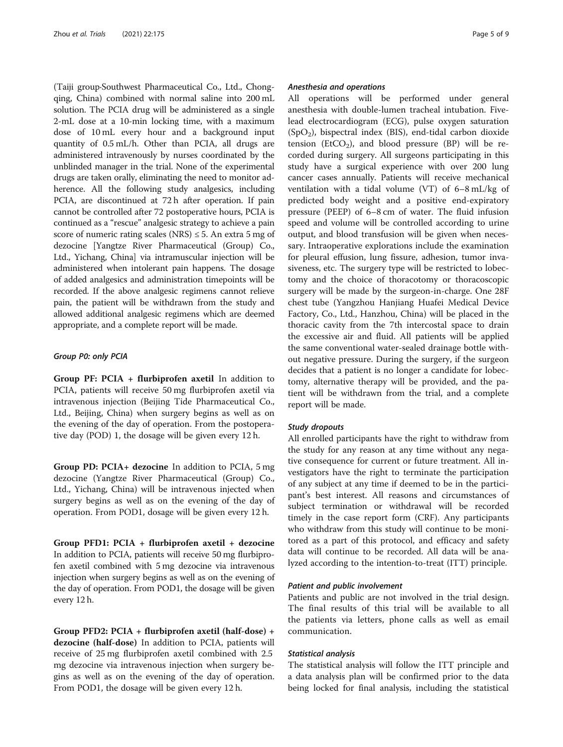(Taiji group·Southwest Pharmaceutical Co., Ltd., Chongqing, China) combined with normal saline into 200 mL solution. The PCIA drug will be administered as a single 2-mL dose at a 10-min locking time, with a maximum dose of 10 mL every hour and a background input quantity of 0.5 mL/h. Other than PCIA, all drugs are administered intravenously by nurses coordinated by the unblinded manager in the trial. None of the experimental drugs are taken orally, eliminating the need to monitor adherence. All the following study analgesics, including PCIA, are discontinued at 72 h after operation. If pain cannot be controlled after 72 postoperative hours, PCIA is continued as a "rescue" analgesic strategy to achieve a pain score of numeric rating scales (NRS) ≤ 5. An extra 5 mg of dezocine [Yangtze River Pharmaceutical (Group) Co., Ltd., Yichang, China] via intramuscular injection will be administered when intolerant pain happens. The dosage of added analgesics and administration timepoints will be recorded. If the above analgesic regimens cannot relieve pain, the patient will be withdrawn from the study and allowed additional analgesic regimens which are deemed appropriate, and a complete report will be made.

#### *Group P0: only PCIA*

**Group PF: PCIA + flurbiprofen axetil** In addition to PCIA, patients will receive 50 mg flurbiprofen axetil via intravenous injection (Beijing Tide Pharmaceutical Co., Ltd., Beijing, China) when surgery begins as well as on the evening of the day of operation. From the postoperative day (POD) 1, the dosage will be given every 12 h.

**Group PD: PCIA+ dezocine** In addition to PCIA, 5 mg dezocine (Yangtze River Pharmaceutical (Group) Co., Ltd., Yichang, China) will be intravenous injected when surgery begins as well as on the evening of the day of operation. From POD1, dosage will be given every 12 h.

**Group PFD1: PCIA + flurbiprofen axetil + dezocine** In addition to PCIA, patients will receive 50 mg flurbiprofen axetil combined with 5 mg dezocine via intravenous injection when surgery begins as well as on the evening of the day of operation. From POD1, the dosage will be given every 12 h.

**Group PFD2: PCIA + flurbiprofen axetil (half-dose) + dezocine (half-dose)** In addition to PCIA, patients will receive of 25 mg flurbiprofen axetil combined with 2.5 mg dezocine via intravenous injection when surgery begins as well as on the evening of the day of operation. From POD1, the dosage will be given every 12 h.

#### *Anesthesia and operations*

All operations will be performed under general anesthesia with double-lumen tracheal intubation. Five-lead electrocardiogram (ECG), pulse oxygen saturation ($SpO_2$), bispectral index (BIS), end-tidal carbon dioxide tension ($EtCO_2$), and blood pressure (BP) will be recorded during surgery. All surgeons participating in this study have a surgical experience with over 200 lung cancer cases annually. Patients will receive mechanical ventilation with a tidal volume (VT) of 6–8 mL/kg of predicted body weight and a positive end-expiratory pressure (PEEP) of 6–8 cm of water. The fluid infusion speed and volume will be controlled according to urine output, and blood transfusion will be given when necessary. Intraoperative explorations include the examination for pleural effusion, lung fissure, adhesion, tumor invasiveness, etc. The surgery type will be restricted to lobectomy and the choice of thoracotomy or thoracoscopic surgery will be made by the surgeon-in-charge. One 28F chest tube (Yangzhou Hanjiang Huafei Medical Device Factory, Co., Ltd., Hanzhou, China) will be placed in the thoracic cavity from the 7th intercostal space to drain the excessive air and fluid. All patients will be applied the same conventional water-sealed drainage bottle without negative pressure. During the surgery, if the surgeon decides that a patient is no longer a candidate for lobectomy, alternative therapy will be provided, and the patient will be withdrawn from the trial, and a complete report will be made.

#### *Study dropouts*

All enrolled participants have the right to withdraw from the study for any reason at any time without any negative consequence for current or future treatment. All investigators have the right to terminate the participation of any subject at any time if deemed to be in the participant's best interest. All reasons and circumstances of subject termination or withdrawal will be recorded timely in the case report form (CRF). Any participants who withdraw from this study will continue to be monitored as a part of this protocol, and efficacy and safety data will continue to be recorded. All data will be analyzed according to the intention-to-treat (ITT) principle.

#### *Patient and public involvement*

Patients and public are not involved in the trial design. The final results of this trial will be available to all the patients via letters, phone calls as well as email communication.

#### *Statistical analysis*

The statistical analysis will follow the ITT principle and a data analysis plan will be confirmed prior to the data being locked for final analysis, including the statistical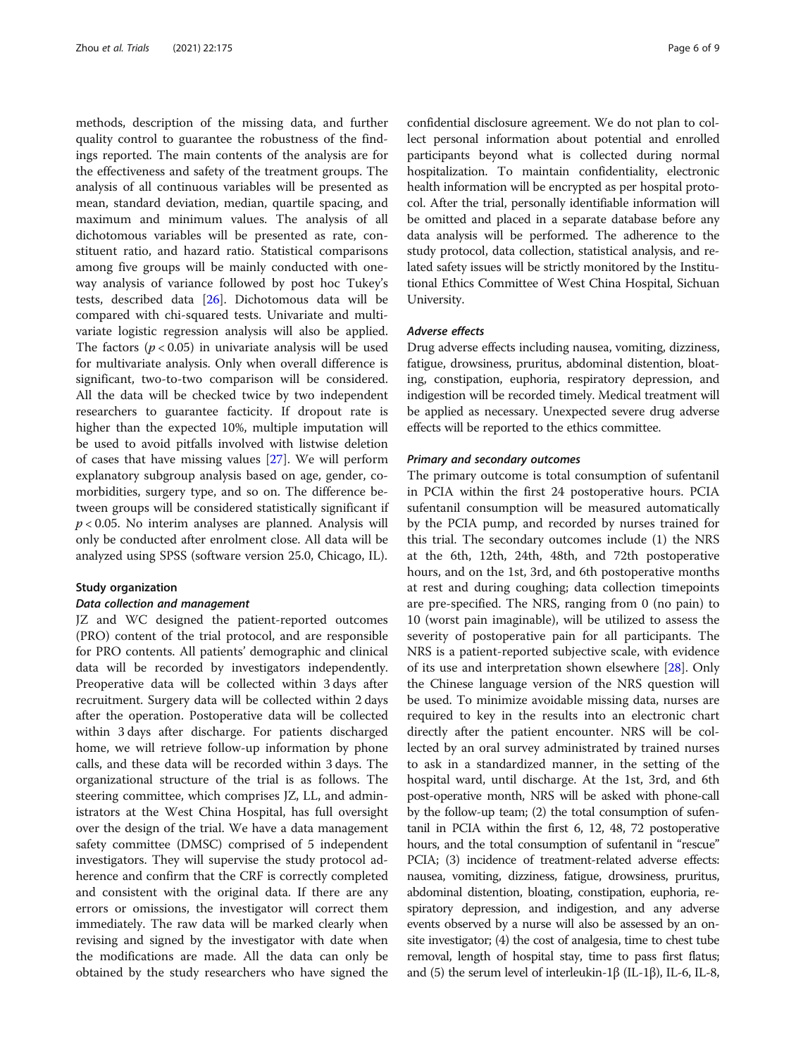methods, description of the missing data, and further quality control to guarantee the robustness of the findings reported. The main contents of the analysis are for the effectiveness and safety of the treatment groups. The analysis of all continuous variables will be presented as mean, standard deviation, median, quartile spacing, and maximum and minimum values. The analysis of all dichotomous variables will be presented as rate, constituent ratio, and hazard ratio. Statistical comparisons among five groups will be mainly conducted with one-way analysis of variance followed by post hoc Tukey's tests, described data [26]. Dichotomous data will be compared with chi-squared tests. Univariate and multivariate logistic regression analysis will also be applied. The factors ($p < 0.05$) in univariate analysis will be used for multivariate analysis. Only when overall difference is significant, two-to-two comparison will be considered. All the data will be checked twice by two independent researchers to guarantee facticity. If dropout rate is higher than the expected 10%, multiple imputation will be used to avoid pitfalls involved with listwise deletion of cases that have missing values [27]. We will perform explanatory subgroup analysis based on age, gender, comorbidities, surgery type, and so on. The difference between groups will be considered statistically significant if $p < 0.05$. No interim analyses are planned. Analysis will only be conducted after enrolment close. All data will be analyzed using SPSS (software version 25.0, Chicago, IL).

## Study organization

### Data collection and management

JZ and WC designed the patient-reported outcomes (PRO) content of the trial protocol, and are responsible for PRO contents. All patients' demographic and clinical data will be recorded by investigators independently. Preoperative data will be collected within 3 days after recruitment. Surgery data will be collected within 2 days after the operation. Postoperative data will be collected within 3 days after discharge. For patients discharged home, we will retrieve follow-up information by phone calls, and these data will be recorded within 3 days. The organizational structure of the trial is as follows. The steering committee, which comprises JZ, LL, and administrators at the West China Hospital, has full oversight over the design of the trial. We have a data management safety committee (DMSC) comprised of 5 independent investigators. They will supervise the study protocol adherence and confirm that the CRF is correctly completed and consistent with the original data. If there are any errors or omissions, the investigator will correct them immediately. The raw data will be marked clearly when revising and signed by the investigator with date when the modifications are made. All the data can only be obtained by the study researchers who have signed the confidential disclosure agreement. We do not plan to collect personal information about potential and enrolled participants beyond what is collected during normal hospitalization. To maintain confidentiality, electronic health information will be encrypted as per hospital protocol. After the trial, personally identifiable information will be omitted and placed in a separate database before any data analysis will be performed. The adherence to the study protocol, data collection, statistical analysis, and related safety issues will be strictly monitored by the Institutional Ethics Committee of West China Hospital, Sichuan University.

### Adverse effects

Drug adverse effects including nausea, vomiting, dizziness, fatigue, drowsiness, pruritus, abdominal distention, bloating, constipation, euphoria, respiratory depression, and indigestion will be recorded timely. Medical treatment will be applied as necessary. Unexpected severe drug adverse effects will be reported to the ethics committee.

### Primary and secondary outcomes

The primary outcome is total consumption of sufentanil in PCIA within the first 24 postoperative hours. PCIA sufentanil consumption will be measured automatically by the PCIA pump, and recorded by nurses trained for this trial. The secondary outcomes include (1) the NRS at the 6th, 12th, 24th, 48th, and 72th postoperative hours, and on the 1st, 3rd, and 6th postoperative months at rest and during coughing; data collection timepoints are pre-specified. The NRS, ranging from 0 (no pain) to 10 (worst pain imaginable), will be utilized to assess the severity of postoperative pain for all participants. The NRS is a patient-reported subjective scale, with evidence of its use and interpretation shown elsewhere [28]. Only the Chinese language version of the NRS question will be used. To minimize avoidable missing data, nurses are required to key in the results into an electronic chart directly after the patient encounter. NRS will be collected by an oral survey administrated by trained nurses to ask in a standardized manner, in the setting of the hospital ward, until discharge. At the 1st, 3rd, and 6th post-operative month, NRS will be asked with phone-call by the follow-up team; (2) the total consumption of sufentanil in PCIA within the first 6, 12, 48, 72 postoperative hours, and the total consumption of sufentanil in "rescue" PCIA; (3) incidence of treatment-related adverse effects: nausea, vomiting, dizziness, fatigue, drowsiness, pruritus, abdominal distention, bloating, constipation, euphoria, respiratory depression, and indigestion, and any adverse events observed by a nurse will also be assessed by an onsite investigator; (4) the cost of analgesia, time to chest tube removal, length of hospital stay, time to pass first flatus; and (5) the serum level of interleukin-1β (IL-1β), IL-6, IL-8,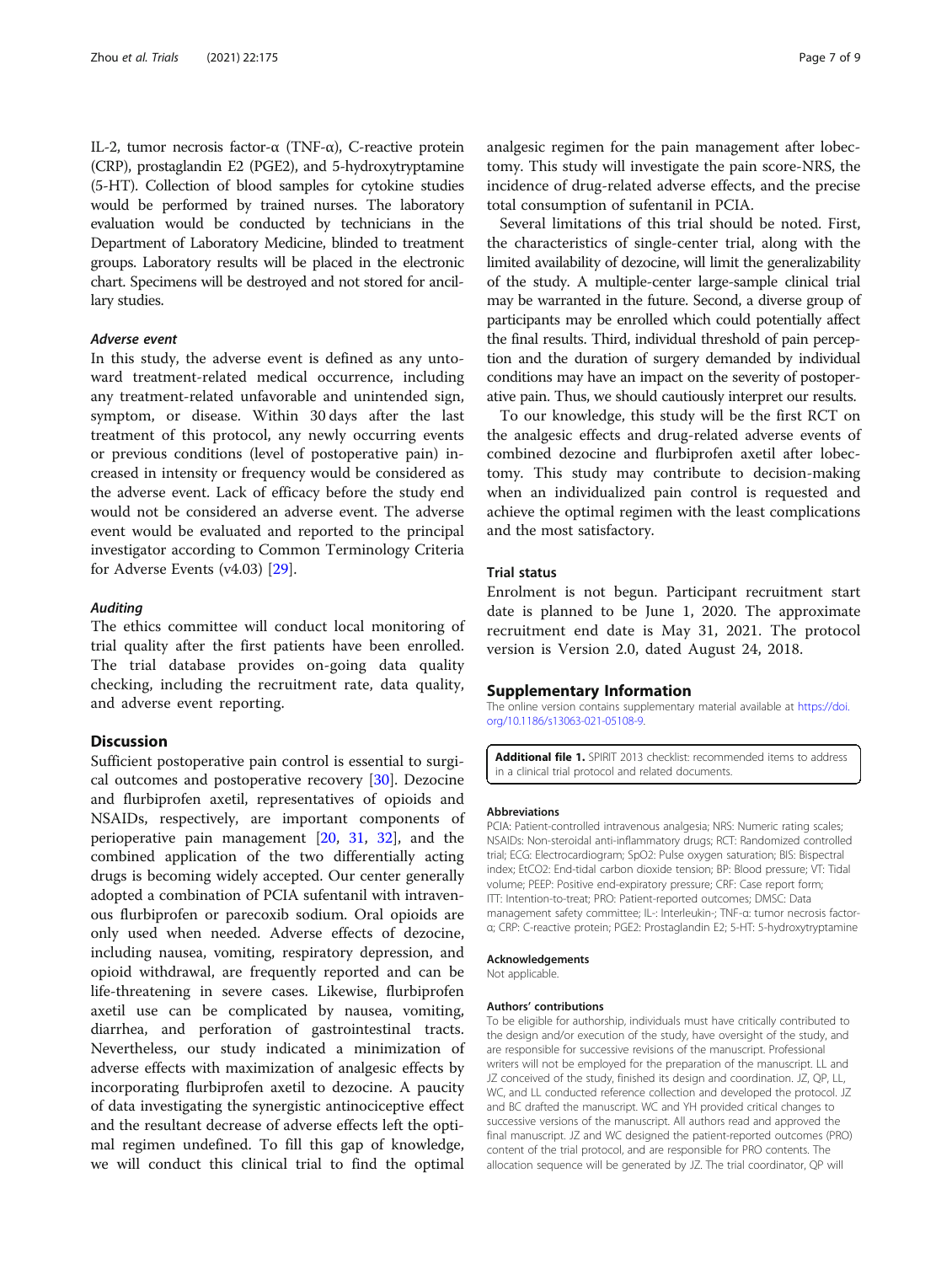IL-2, tumor necrosis factor-α (TNF-α), C-reactive protein (CRP), prostaglandin E2 (PGE2), and 5-hydroxytryptamine (5-HT). Collection of blood samples for cytokine studies would be performed by trained nurses. The laboratory evaluation would be conducted by technicians in the Department of Laboratory Medicine, blinded to treatment groups. Laboratory results will be placed in the electronic chart. Specimens will be destroyed and not stored for ancillary studies.

#### Adverse event

In this study, the adverse event is defined as any untoward treatment-related medical occurrence, including any treatment-related unfavorable and unintended sign, symptom, or disease. Within 30 days after the last treatment of this protocol, any newly occurring events or previous conditions (level of postoperative pain) increased in intensity or frequency would be considered as the adverse event. Lack of efficacy before the study end would not be considered an adverse event. The adverse event would be evaluated and reported to the principal investigator according to Common Terminology Criteria for Adverse Events (v4.03) [29].

#### Auditing

The ethics committee will conduct local monitoring of trial quality after the first patients have been enrolled. The trial database provides on-going data quality checking, including the recruitment rate, data quality, and adverse event reporting.

## Discussion

Sufficient postoperative pain control is essential to surgical outcomes and postoperative recovery [30]. Dezocine and flurbiprofen axetil, representatives of opioids and NSAIDs, respectively, are important components of perioperative pain management [20, 31, 32], and the combined application of the two differentially acting drugs is becoming widely accepted. Our center generally adopted a combination of PCIA sufentanil with intravenous flurbiprofen or parecoxib sodium. Oral opioids are only used when needed. Adverse effects of dezocine, including nausea, vomiting, respiratory depression, and opioid withdrawal, are frequently reported and can be life-threatening in severe cases. Likewise, flurbiprofen axetil use can be complicated by nausea, vomiting, diarrhea, and perforation of gastrointestinal tracts. Nevertheless, our study indicated a minimization of adverse effects with maximization of analgesic effects by incorporating flurbiprofen axetil to dezocine. A paucity of data investigating the synergistic antinociceptive effect and the resultant decrease of adverse effects left the optimal regimen undefined. To fill this gap of knowledge, we will conduct this clinical trial to find the optimal analgesic regimen for the pain management after lobectomy. This study will investigate the pain score-NRS, the incidence of drug-related adverse effects, and the precise total consumption of sufentanil in PCIA.

Several limitations of this trial should be noted. First, the characteristics of single-center trial, along with the limited availability of dezocine, will limit the generalizability of the study. A multiple-center large-sample clinical trial may be warranted in the future. Second, a diverse group of participants may be enrolled which could potentially affect the final results. Third, individual threshold of pain perception and the duration of surgery demanded by individual conditions may have an impact on the severity of postoperative pain. Thus, we should cautiously interpret our results.

To our knowledge, this study will be the first RCT on the analgesic effects and drug-related adverse events of combined dezocine and flurbiprofen axetil after lobectomy. This study may contribute to decision-making when an individualized pain control is requested and achieve the optimal regimen with the least complications and the most satisfactory.

### Trial status

Enrolment is not begun. Participant recruitment start date is planned to be June 1, 2020. The approximate recruitment end date is May 31, 2021. The protocol version is Version 2.0, dated August 24, 2018.

## Supplementary Information

The online version contains supplementary material available at https://doi.org/10.1186/s13063-021-05108-9.

**Additional file 1.** SPIRIT 2013 checklist: recommended items to address in a clinical trial protocol and related documents.

#### Abbreviations

PCIA: Patient-controlled intravenous analgesia; NRS: Numeric rating scales; NSAIDs: Non-steroidal anti-inflammatory drugs; RCT: Randomized controlled trial; ECG: Electrocardiogram; SpO2: Pulse oxygen saturation; BIS: Bispectral index; EtCO2: End-tidal carbon dioxide tension; BP: Blood pressure; VT: Tidal volume; PEEP: Positive end-expiratory pressure; CRF: Case report form; ITT: Intention-to-treat; PRO: Patient-reported outcomes; DMSC: Data management safety committee; IL-: Interleukin-; TNF-α: tumor necrosis factor-α; CRP: C-reactive protein; PGE2: Prostaglandin E2; 5-HT: 5-hydroxytryptamine

#### Acknowledgements

Not applicable.

#### Authors' contributions

To be eligible for authorship, individuals must have critically contributed to the design and/or execution of the study, have oversight of the study, and are responsible for successive revisions of the manuscript. Professional writers will not be employed for the preparation of the manuscript. LL and JZ conceived of the study, finished its design and coordination. JZ, QP, LL, WC, and LL conducted reference collection and developed the protocol. JZ and BC drafted the manuscript. WC and YH provided critical changes to successive versions of the manuscript. All authors read and approved the final manuscript. JZ and WC designed the patient-reported outcomes (PRO) content of the trial protocol, and are responsible for PRO contents. The allocation sequence will be generated by JZ. The trial coordinator, QP will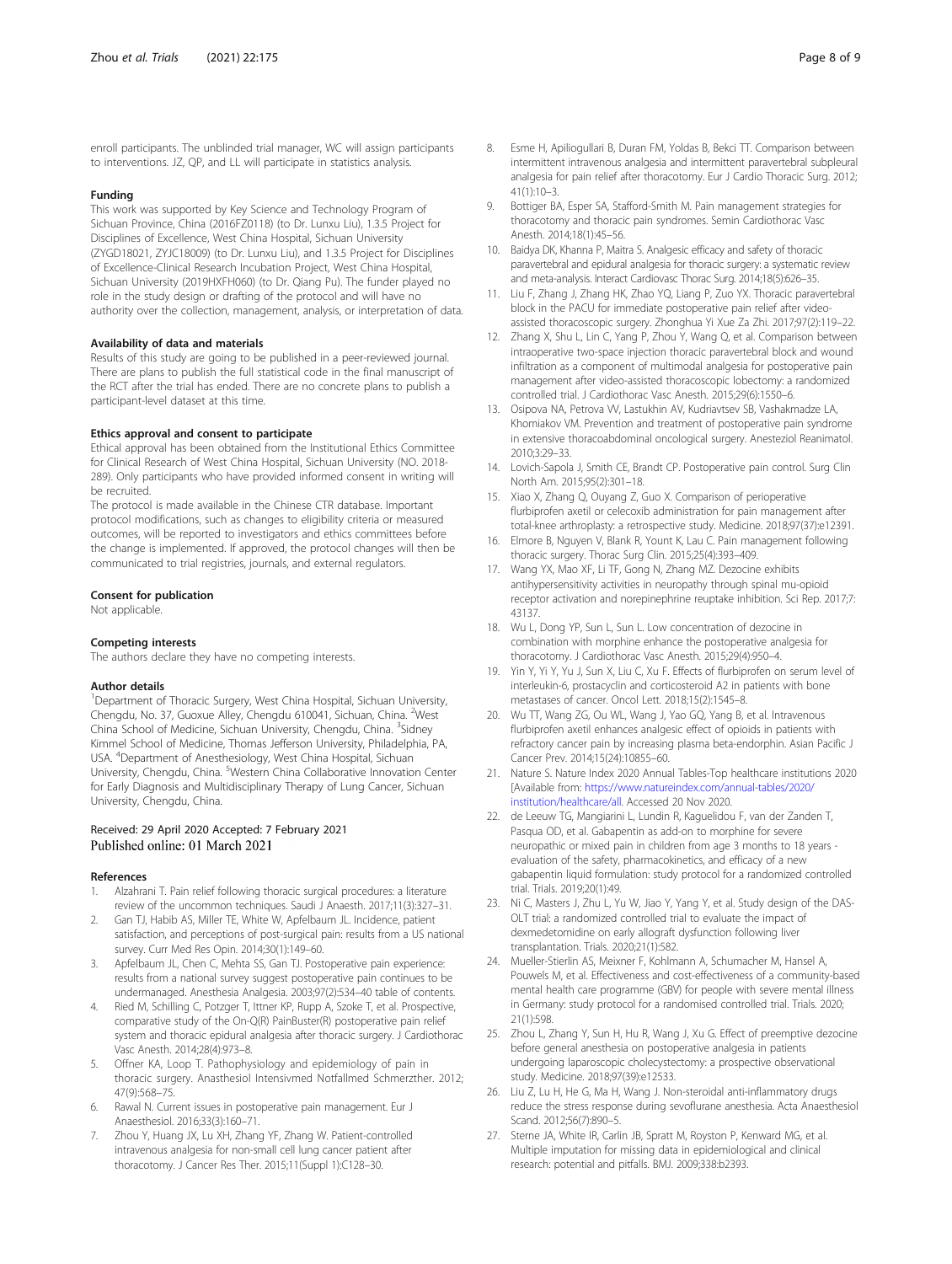enroll participants. The unblinded trial manager, WC will assign participants to interventions. JZ, QP, and LL will participate in statistics analysis.

### Funding

This work was supported by Key Science and Technology Program of Sichuan Province, China (2016FZ0118) (to Dr. Lunxu Liu), 1.3.5 Project for Disciplines of Excellence, West China Hospital, Sichuan University (ZYGD18021, ZYJC18009) (to Dr. Lunxu Liu), and 1.3.5 Project for Disciplines of Excellence-Clinical Research Incubation Project, West China Hospital, Sichuan University (2019HXFH060) (to Dr. Qiang Pu). The funder played no role in the study design or drafting of the protocol and will have no authority over the collection, management, analysis, or interpretation of data.

### Availability of data and materials

Results of this study are going to be published in a peer-reviewed journal. There are plans to publish the full statistical code in the final manuscript of the RCT after the trial has ended. There are no concrete plans to publish a participant-level dataset at this time.

### Ethics approval and consent to participate

Ethical approval has been obtained from the Institutional Ethics Committee for Clinical Research of West China Hospital, Sichuan University (NO. 2018-289). Only participants who have provided informed consent in writing will be recruited.

The protocol is made available in the Chinese CTR database. Important protocol modifications, such as changes to eligibility criteria or measured outcomes, will be reported to investigators and ethics committees before the change is implemented. If approved, the protocol changes will then be communicated to trial registries, journals, and external regulators.

### Consent for publication

Not applicable.

### Competing interests

The authors declare they have no competing interests.

### Author details

[1]Department of Thoracic Surgery, West China Hospital, Sichuan University, Chengdu, No. 37, Guoxue Alley, Chengdu 610041, Sichuan, China. [2]West China School of Medicine, Sichuan University, Chengdu, China. [3]Sidney Kimmel School of Medicine, Thomas Jefferson University, Philadelphia, PA, USA. [4]Department of Anesthesiology, West China Hospital, Sichuan University, Chengdu, China. [5]Western China Collaborative Innovation Center for Early Diagnosis and Multidisciplinary Therapy of Lung Cancer, Sichuan University, Chengdu, China.

Received: 29 April 2020 Accepted: 7 February 2021
Published online: 01 March 2021

### References

1. Alzahrani T. Pain relief following thoracic surgical procedures: a literature review of the uncommon techniques. Saudi J Anaesth. 2017;11(3):327–31.
2. Gan TJ, Habib AS, Miller TE, White W, Apfelbaum JL. Incidence, patient satisfaction, and perceptions of post-surgical pain: results from a US national survey. Curr Med Res Opin. 2014;30(1):149–60.
3. Apfelbaum JL, Chen C, Mehta SS, Gan TJ. Postoperative pain experience: results from a national survey suggest postoperative pain continues to be undermanaged. Anesthesia Analgesia. 2003;97(2):534–40 table of contents.
4. Ried M, Schilling C, Potzger T, Ittner KP, Rupp A, Szoke T, et al. Prospective, comparative study of the On-Q(R) PainBuster(R) postoperative pain relief system and thoracic epidural analgesia after thoracic surgery. J Cardiothorac Vasc Anesth. 2014;28(4):973–8.
5. Offner KA, Loop T. Pathophysiology and epidemiology of pain in thoracic surgery. Anasthesiol Intensivmed Notfallmed Schmerzther. 2012; 47(9):568–75.
6. Rawal N. Current issues in postoperative pain management. Eur J Anaesthesiol. 2016;33(3):160–71.
7. Zhou Y, Huang JX, Lu XH, Zhang YF, Zhang W. Patient-controlled intravenous analgesia for non-small cell lung cancer patient after thoracotomy. J Cancer Res Ther. 2015;11(Suppl 1):C128–30.
8. Esme H, Apiliogullari B, Duran FM, Yoldas B, Bekci TT. Comparison between intermittent intravenous analgesia and intermittent paravertebral subpleural analgesia for pain relief after thoracotomy. Eur J Cardio Thoracic Surg. 2012; 41(1):10–3.
9. Bottiger BA, Esper SA, Stafford-Smith M. Pain management strategies for thoracotomy and thoracic pain syndromes. Semin Cardiothorac Vasc Anesth. 2014;18(1):45–56.
10. Baidya DK, Khanna P, Maitra S. Analgesic efficacy and safety of thoracic paravertebral and epidural analgesia for thoracic surgery: a systematic review and meta-analysis. Interact Cardiovasc Thorac Surg. 2014;18(5):626–35.
11. Liu F, Zhang J, Zhang HK, Zhao YQ, Liang P, Zuo YX. Thoracic paravertebral block in the PACU for immediate postoperative pain relief after video-assisted thoracoscopic surgery. Zhonghua Yi Xue Za Zhi. 2017;97(2):119–22.
12. Zhang X, Shu L, Lin C, Yang P, Zhou Y, Wang Q, et al. Comparison between intraoperative two-space injection thoracic paravertebral block and wound infiltration as a component of multimodal analgesia for postoperative pain management after video-assisted thoracoscopic lobectomy: a randomized controlled trial. J Cardiothorac Vasc Anesth. 2015;29(6):1550–6.
13. Osipova NA, Petrova VV, Lastukhin AV, Kudriavtsev SB, Vashakmadze LA, Khomiakov VM. Prevention and treatment of postoperative pain syndrome in extensive thoracoabdominal oncological surgery. Anesteziol Reanimatol. 2010;3:29–33.
14. Lovich-Sapola J, Smith CE, Brandt CP. Postoperative pain control. Surg Clin North Am. 2015;95(2):301–18.
15. Xiao X, Zhang Q, Ouyang Z, Guo X. Comparison of perioperative flurbiprofen axetil or celecoxib administration for pain management after total-knee arthroplasty: a retrospective study. Medicine. 2018;97(37):e12391.
16. Elmore B, Nguyen V, Blank R, Yount K, Lau C. Pain management following thoracic surgery. Thorac Surg Clin. 2015;25(4):393–409.
17. Wang YX, Mao XF, Li TF, Gong N, Zhang MZ. Dezocine exhibits antihypersensitivity activities in neuropathy through spinal mu-opioid receptor activation and norepinephrine reuptake inhibition. Sci Rep. 2017;7: 43137.
18. Wu L, Dong YP, Sun L, Sun L. Low concentration of dezocine in combination with morphine enhance the postoperative analgesia for thoracotomy. J Cardiothorac Vasc Anesth. 2015;29(4):950–4.
19. Yin Y, Yi Y, Yu J, Sun X, Liu C, Xu F. Effects of flurbiprofen on serum level of interleukin-6, prostacyclin and corticosteroid A2 in patients with bone metastases of cancer. Oncol Lett. 2018;15(2):1545–8.
20. Wu TT, Wang ZG, Ou WL, Wang J, Yao GQ, Yang B, et al. Intravenous flurbiprofen axetil enhances analgesic effect of opioids in patients with refractory cancer pain by increasing plasma beta-endorphin. Asian Pacific J Cancer Prev. 2014;15(24):10855–60.
21. Nature S. Nature Index 2020 Annual Tables-Top healthcare institutions 2020 [Available from: https://www.natureindex.com/annual-tables/2020/institution/healthcare/all. Accessed 20 Nov 2020.
22. de Leeuw TG, Mangiarini L, Lundin R, Kaguelidou F, van der Zanden T, Pasqua OD, et al. Gabapentin as add-on to morphine for severe neuropathic or mixed pain in children from age 3 months to 18 years - evaluation of the safety, pharmacokinetics, and efficacy of a new gabapentin liquid formulation: study protocol for a randomized controlled trial. Trials. 2019;20(1):49.
23. Ni C, Masters J, Zhu L, Yu W, Jiao Y, Yang Y, et al. Study design of the DAS-OLT trial: a randomized controlled trial to evaluate the impact of dexmedetomidine on early allograft dysfunction following liver transplantation. Trials. 2020;21(1):582.
24. Mueller-Stierlin AS, Meixner F, Kohlmann A, Schumacher M, Hansel A, Pouwels M, et al. Effectiveness and cost-effectiveness of a community-based mental health care programme (GBV) for people with severe mental illness in Germany: study protocol for a randomised controlled trial. Trials. 2020; 21(1):598.
25. Zhou L, Zhang Y, Sun H, Hu R, Wang J, Xu G. Effect of preemptive dezocine before general anesthesia on postoperative analgesia in patients undergoing laparoscopic cholecystectomy: a prospective observational study. Medicine. 2018;97(39):e12533.
26. Liu Z, Lu H, He G, Ma H, Wang J. Non-steroidal anti-inflammatory drugs reduce the stress response during sevoflurane anesthesia. Acta Anaesthesiol Scand. 2012;56(7):890–5.
27. Sterne JA, White IR, Carlin JB, Spratt M, Royston P, Kenward MG, et al. Multiple imputation for missing data in epidemiological and clinical research: potential and pitfalls. BMJ. 2009;338:b2393.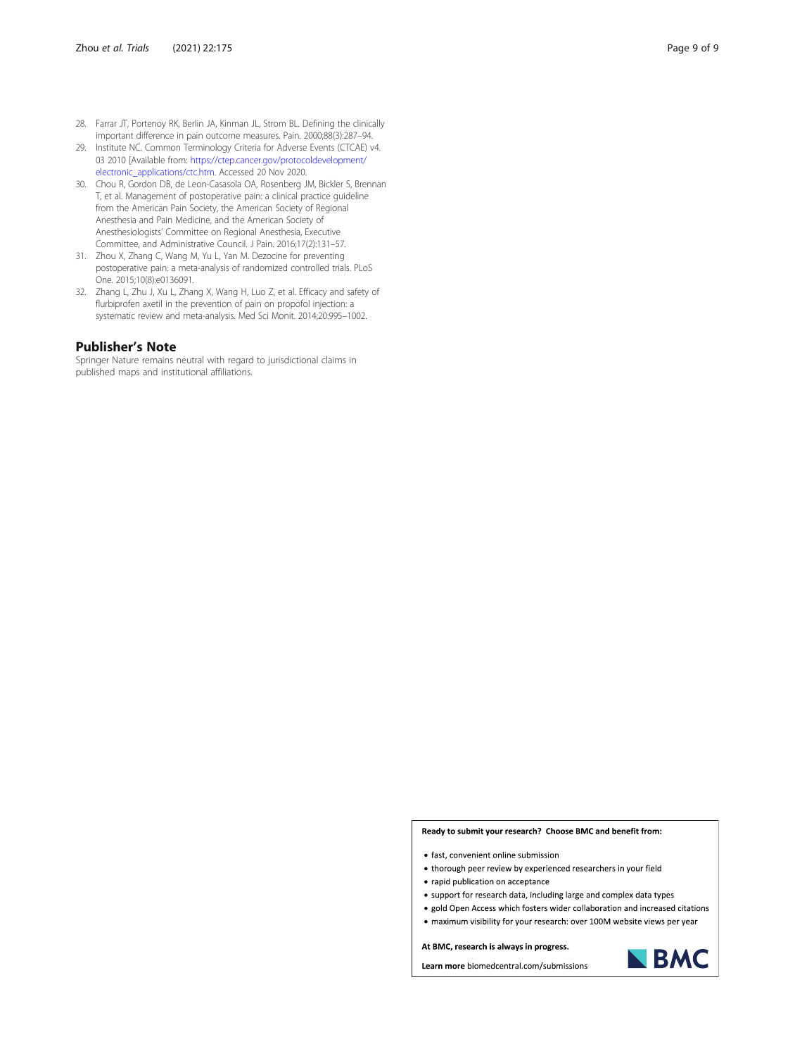28. Farrar JT, Portenoy RK, Berlin JA, Kinman JL, Strom BL. Defining the clinically important difference in pain outcome measures. Pain. 2000;88(3):287–94.
29. Institute NC. Common Terminology Criteria for Adverse Events (CTCAE) v4. 03 2010 [Available from: https://ctep.cancer.gov/protocoldevelopment/electronic_applications/ctc.htm. Accessed 20 Nov 2020.
30. Chou R, Gordon DB, de Leon-Casasola OA, Rosenberg JM, Bickler S, Brennan T, et al. Management of postoperative pain: a clinical practice guideline from the American Pain Society, the American Society of Regional Anesthesia and Pain Medicine, and the American Society of Anesthesiologists' Committee on Regional Anesthesia, Executive Committee, and Administrative Council. J Pain. 2016;17(2):131–57.
31. Zhou X, Zhang C, Wang M, Yu L, Yan M. Dezocine for preventing postoperative pain: a meta-analysis of randomized controlled trials. PLoS One. 2015;10(8):e0136091.
32. Zhang L, Zhu J, Xu L, Zhang X, Wang H, Luo Z, et al. Efficacy and safety of flurbiprofen axetil in the prevention of pain on propofol injection: a systematic review and meta-analysis. Med Sci Monit. 2014;20:995–1002.

## Publisher's Note

Springer Nature remains neutral with regard to jurisdictional claims in published maps and institutional affiliations.

**Ready to submit your research? Choose BMC and benefit from:**

- fast, convenient online submission
- thorough peer review by experienced researchers in your field
- rapid publication on acceptance
- support for research data, including large and complex data types
- gold Open Access which fosters wider collaboration and increased citations
- maximum visibility for your research: over 100M website views per year

**At BMC, research is always in progress.**

**Learn more** biomedcentral.com/submissions

BMC